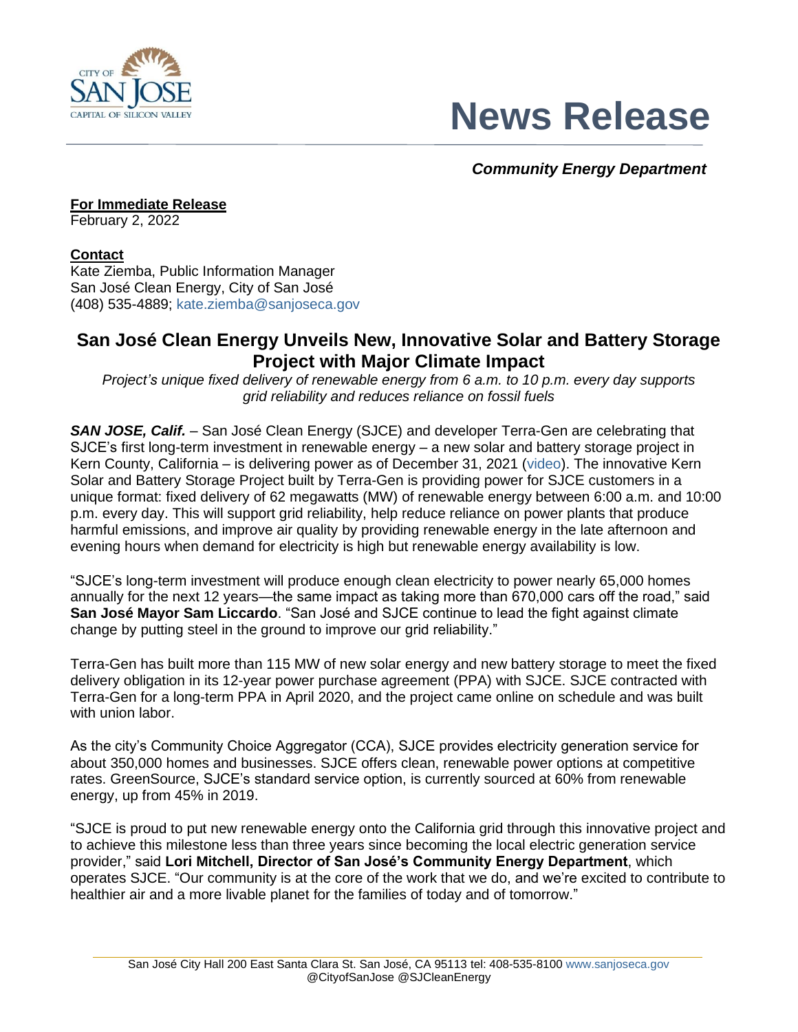# News Release

***Community Energy Department***

**For Immediate Release**
February 2, 2022

**Contact**
Kate Ziemba, Public Information Manager
San José Clean Energy, City of San José
(408) 535-4889; kate.ziemba@sanjoseca.gov

## San José Clean Energy Unveils New, Innovative Solar and Battery Storage Project with Major Climate Impact

*Project's unique fixed delivery of renewable energy from 6 a.m. to 10 p.m. every day supports grid reliability and reduces reliance on fossil fuels*

***SAN JOSE, Calif.*** – San José Clean Energy (SJCE) and developer Terra-Gen are celebrating that SJCE's first long-term investment in renewable energy – a new solar and battery storage project in Kern County, California – is delivering power as of December 31, 2021 (video). The innovative Kern Solar and Battery Storage Project built by Terra-Gen is providing power for SJCE customers in a unique format: fixed delivery of 62 megawatts (MW) of renewable energy between 6:00 a.m. and 10:00 p.m. every day. This will support grid reliability, help reduce reliance on power plants that produce harmful emissions, and improve air quality by providing renewable energy in the late afternoon and evening hours when demand for electricity is high but renewable energy availability is low.

"SJCE's long-term investment will produce enough clean electricity to power nearly 65,000 homes annually for the next 12 years—the same impact as taking more than 670,000 cars off the road," said **San José Mayor Sam Liccardo**. "San José and SJCE continue to lead the fight against climate change by putting steel in the ground to improve our grid reliability."

Terra-Gen has built more than 115 MW of new solar energy and new battery storage to meet the fixed delivery obligation in its 12-year power purchase agreement (PPA) with SJCE. SJCE contracted with Terra-Gen for a long-term PPA in April 2020, and the project came online on schedule and was built with union labor.

As the city's Community Choice Aggregator (CCA), SJCE provides electricity generation service for about 350,000 homes and businesses. SJCE offers clean, renewable power options at competitive rates. GreenSource, SJCE's standard service option, is currently sourced at 60% from renewable energy, up from 45% in 2019.

"SJCE is proud to put new renewable energy onto the California grid through this innovative project and to achieve this milestone less than three years since becoming the local electric generation service provider," said **Lori Mitchell, Director of San José's Community Energy Department**, which operates SJCE. "Our community is at the core of the work that we do, and we're excited to contribute to healthier air and a more livable planet for the families of today and of tomorrow."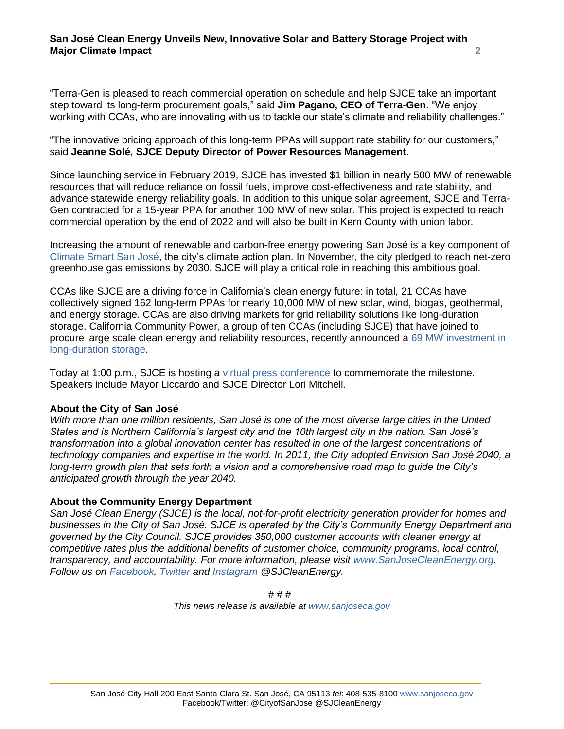"Terra-Gen is pleased to reach commercial operation on schedule and help SJCE take an important step toward its long-term procurement goals," said **Jim Pagano, CEO of Terra-Gen**. "We enjoy working with CCAs, who are innovating with us to tackle our state's climate and reliability challenges."

"The innovative pricing approach of this long-term PPAs will support rate stability for our customers," said **Jeanne Solé, SJCE Deputy Director of Power Resources Management**.

Since launching service in February 2019, SJCE has invested $1 billion in nearly 500 MW of renewable resources that will reduce reliance on fossil fuels, improve cost-effectiveness and rate stability, and advance statewide energy reliability goals. In addition to this unique solar agreement, SJCE and Terra-Gen contracted for a 15-year PPA for another 100 MW of new solar. This project is expected to reach commercial operation by the end of 2022 and will also be built in Kern County with union labor.

Increasing the amount of renewable and carbon-free energy powering San José is a key component of Climate Smart San José, the city's climate action plan. In November, the city pledged to reach net-zero greenhouse gas emissions by 2030. SJCE will play a critical role in reaching this ambitious goal.

CCAs like SJCE are a driving force in California's clean energy future: in total, 21 CCAs have collectively signed 162 long-term PPAs for nearly 10,000 MW of new solar, wind, biogas, geothermal, and energy storage. CCAs are also driving markets for grid reliability solutions like long-duration storage. California Community Power, a group of ten CCAs (including SJCE) that have joined to procure large scale clean energy and reliability resources, recently announced a 69 MW investment in long-duration storage.

Today at 1:00 p.m., SJCE is hosting a virtual press conference to commemorate the milestone. Speakers include Mayor Liccardo and SJCE Director Lori Mitchell.

**About the City of San José**

*With more than one million residents, San José is one of the most diverse large cities in the United States and is Northern California's largest city and the 10th largest city in the nation. San José's transformation into a global innovation center has resulted in one of the largest concentrations of technology companies and expertise in the world. In 2011, the City adopted Envision San José 2040, a long-term growth plan that sets forth a vision and a comprehensive road map to guide the City's anticipated growth through the year 2040.*

**About the Community Energy Department**

*San José Clean Energy (SJCE) is the local, not-for-profit electricity generation provider for homes and businesses in the City of San José. SJCE is operated by the City's Community Energy Department and governed by the City Council. SJCE provides 350,000 customer accounts with cleaner energy at competitive rates plus the additional benefits of customer choice, community programs, local control, transparency, and accountability. For more information, please visit www.SanJoseCleanEnergy.org. Follow us on Facebook, Twitter and Instagram @SJCleanEnergy.*

# # #

*This news release is available at www.sanjoseca.gov*

San José City Hall 200 East Santa Clara St. San José, CA 95113 *tel*: 408-535-8100 www.sanjoseca.gov
Facebook/Twitter: @CityofSanJose @SJCleanEnergy